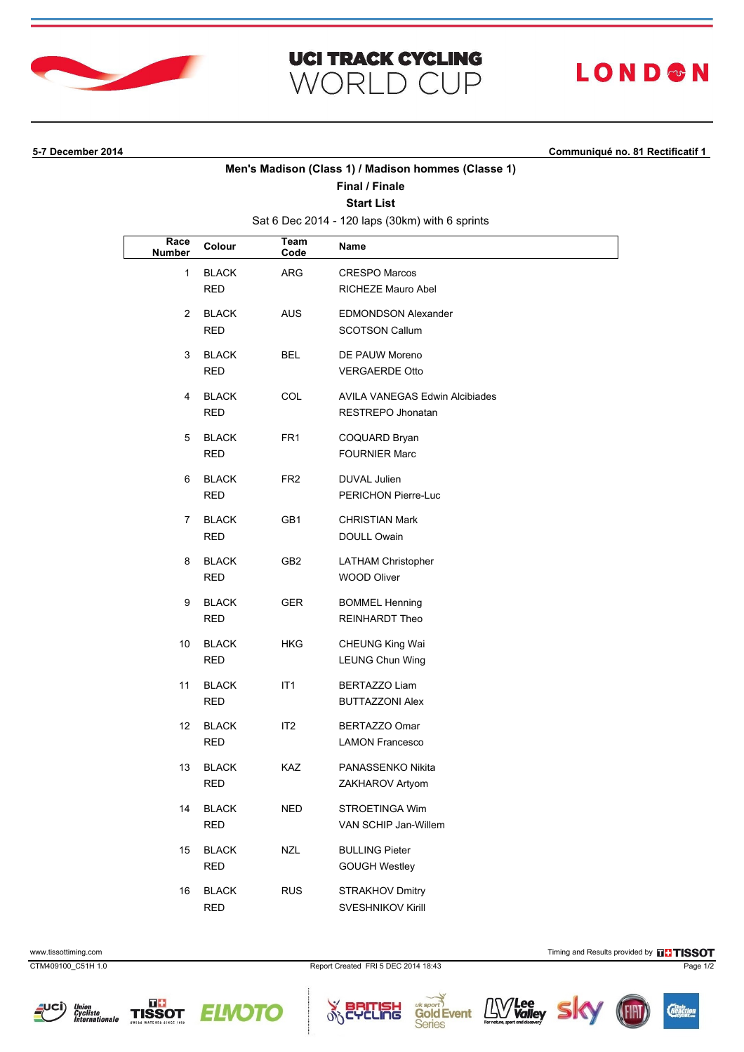# UCI TRACK CYCLING WORLD CUP

LONDON

**5-7 December 2014** **Communiqué no. 81 Rectificatif 1**

## Men's Madison (Class 1) / Madison hommes (Classe 1)

### Final / Finale

### Start List

Sat 6 Dec 2014 - 120 laps (30km) with 6 sprints

| Race Number | Colour | Team Code | Name |
|---|---|---|---|
| 1 | BLACK | ARG | CRESPO Marcos |
| | RED | | RICHEZE Mauro Abel |
| 2 | BLACK | AUS | EDMONDSON Alexander |
| | RED | | SCOTSON Callum |
| 3 | BLACK | BEL | DE PAUW Moreno |
| | RED | | VERGAERDE Otto |
| 4 | BLACK | COL | AVILA VANEGAS Edwin Alcibiades |
| | RED | | RESTREPO Jhonatan |
| 5 | BLACK | FR1 | COQUARD Bryan |
| | RED | | FOURNIER Marc |
| 6 | BLACK | FR2 | DUVAL Julien |
| | RED | | PERICHON Pierre-Luc |
| 7 | BLACK | GB1 | CHRISTIAN Mark |
| | RED | | DOULL Owain |
| 8 | BLACK | GB2 | LATHAM Christopher |
| | RED | | WOOD Oliver |
| 9 | BLACK | GER | BOMMEL Henning |
| | RED | | REINHARDT Theo |
| 10 | BLACK | HKG | CHEUNG King Wai |
| | RED | | LEUNG Chun Wing |
| 11 | BLACK | IT1 | BERTAZZO Liam |
| | RED | | BUTTAZZONI Alex |
| 12 | BLACK | IT2 | BERTAZZO Omar |
| | RED | | LAMON Francesco |
| 13 | BLACK | KAZ | PANASSENKO Nikita |
| | RED | | ZAKHAROV Artyom |
| 14 | BLACK | NED | STROETINGA Wim |
| | RED | | VAN SCHIP Jan-Willem |
| 15 | BLACK | NZL | BULLING Pieter |
| | RED | | GOUGH Westley |
| 16 | BLACK | RUS | STRAKHOV Dmitry |
| | RED | | SVESHNIKOV Kirill |

www.tissottiming.com Timing and Results provided by TISSOT

CTM409100_C51H 1.0 Report Created FRI 5 DEC 2014 18:43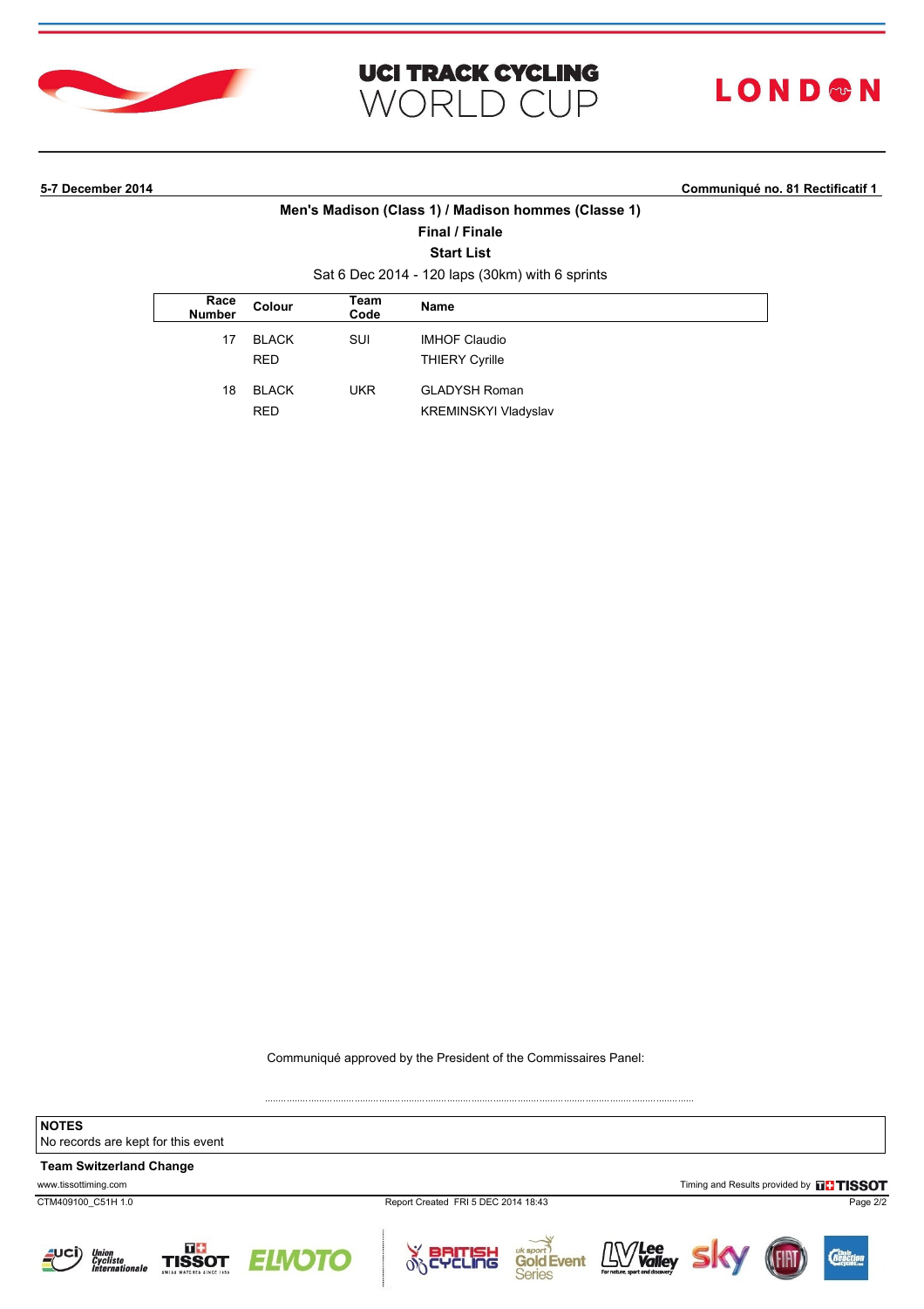# UCI TRACK CYCLING WORLD CUP

LONDON

**5-7 December 2014** **Communiqué no. 81 Rectificatif 1**

## Men's Madison (Class 1) / Madison hommes (Classe 1)

### Final / Finale

### Start List

Sat 6 Dec 2014 - 120 laps (30km) with 6 sprints

| Race Number | Colour | Team Code | Name |
|---|---|---|---|
| 17 | BLACK | SUI | IMHOF Claudio |
| | RED | | THIERY Cyrille |
| 18 | BLACK | UKR | GLADYSH Roman |
| | RED | | KREMINSKYI Vladyslav |

Communiqué approved by the President of the Commissaires Panel:

.................................................................................................................

**NOTES**

No records are kept for this event

**Team Switzerland Change**

www.tissottiming.com

Timing and Results provided by TISSOT

CTM409100_C51H 1.0 Report Created FRI 5 DEC 2014 18:43